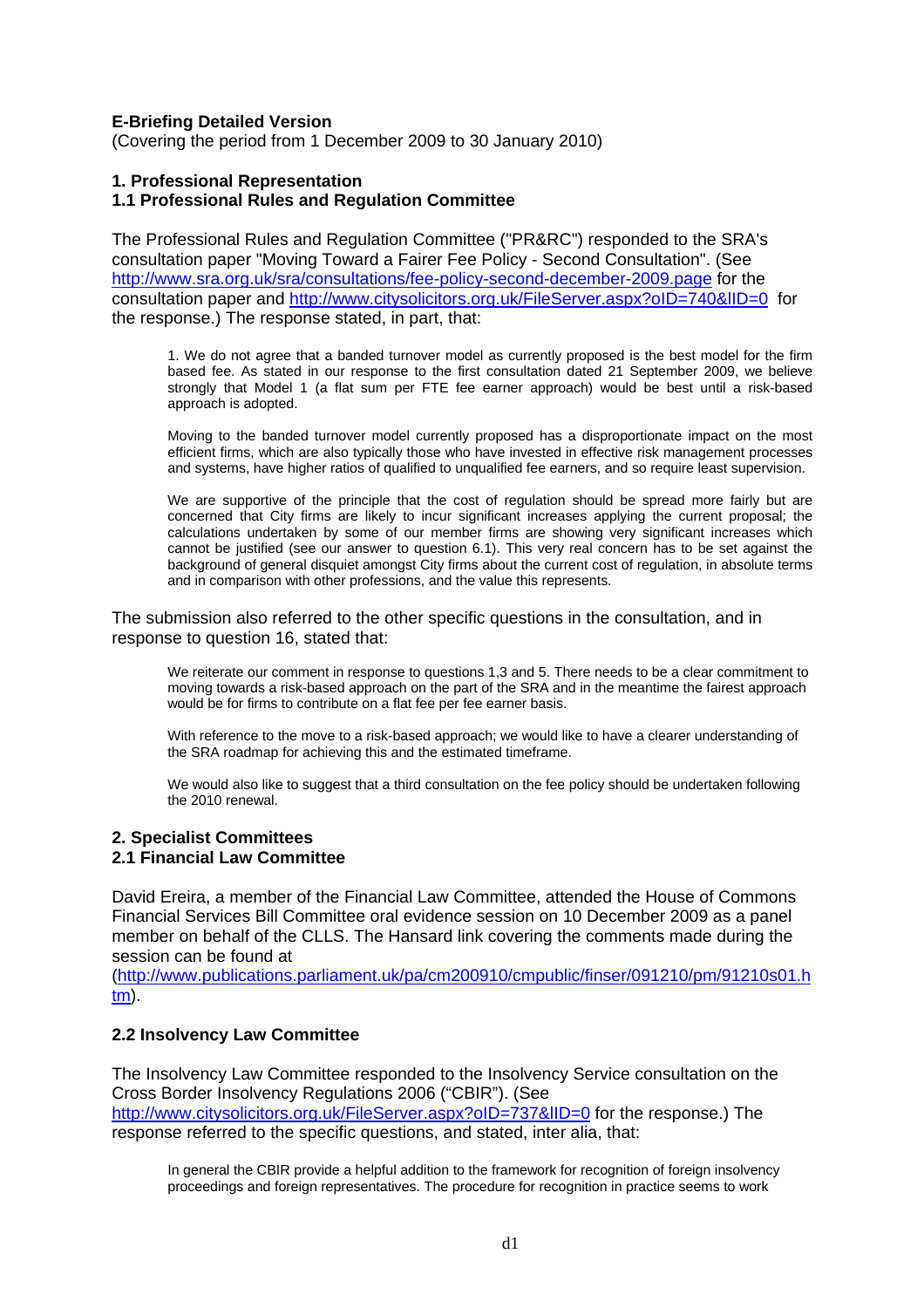**E-Briefing Detailed Version**
(Covering the period from 1 December 2009 to 30 January 2010)

## 1. Professional Representation

### 1.1 Professional Rules and Regulation Committee

The Professional Rules and Regulation Committee ("PR&RC") responded to the SRA's consultation paper "Moving Toward a Fairer Fee Policy - Second Consultation". (See http://www.sra.org.uk/sra/consultations/fee-policy-second-december-2009.page for the consultation paper and http://www.citysolicitors.org.uk/FileServer.aspx?oID=740&lID=0 for the response.) The response stated, in part, that:

> 1. We do not agree that a banded turnover model as currently proposed is the best model for the firm based fee. As stated in our response to the first consultation dated 21 September 2009, we believe strongly that Model 1 (a flat sum per FTE fee earner approach) would be best until a risk-based approach is adopted.
>
> Moving to the banded turnover model currently proposed has a disproportionate impact on the most efficient firms, which are also typically those who have invested in effective risk management processes and systems, have higher ratios of qualified to unqualified fee earners, and so require least supervision.
>
> We are supportive of the principle that the cost of regulation should be spread more fairly but are concerned that City firms are likely to incur significant increases applying the current proposal; the calculations undertaken by some of our member firms are showing very significant increases which cannot be justified (see our answer to question 6.1). This very real concern has to be set against the background of general disquiet amongst City firms about the current cost of regulation, in absolute terms and in comparison with other professions, and the value this represents.

The submission also referred to the other specific questions in the consultation, and in response to question 16, stated that:

> We reiterate our comment in response to questions 1,3 and 5. There needs to be a clear commitment to moving towards a risk-based approach on the part of the SRA and in the meantime the fairest approach would be for firms to contribute on a flat fee per fee earner basis.
>
> With reference to the move to a risk-based approach; we would like to have a clearer understanding of the SRA roadmap for achieving this and the estimated timeframe.
>
> We would also like to suggest that a third consultation on the fee policy should be undertaken following the 2010 renewal.

## 2. Specialist Committees

### 2.1 Financial Law Committee

David Ereira, a member of the Financial Law Committee, attended the House of Commons Financial Services Bill Committee oral evidence session on 10 December 2009 as a panel member on behalf of the CLLS. The Hansard link covering the comments made during the session can be found at (http://www.publications.parliament.uk/pa/cm200910/cmpublic/finser/091210/pm/91210s01.htm).

### 2.2 Insolvency Law Committee

The Insolvency Law Committee responded to the Insolvency Service consultation on the Cross Border Insolvency Regulations 2006 ("CBIR"). (See http://www.citysolicitors.org.uk/FileServer.aspx?oID=737&lID=0 for the response.) The response referred to the specific questions, and stated, inter alia, that:

> In general the CBIR provide a helpful addition to the framework for recognition of foreign insolvency proceedings and foreign representatives. The procedure for recognition in practice seems to work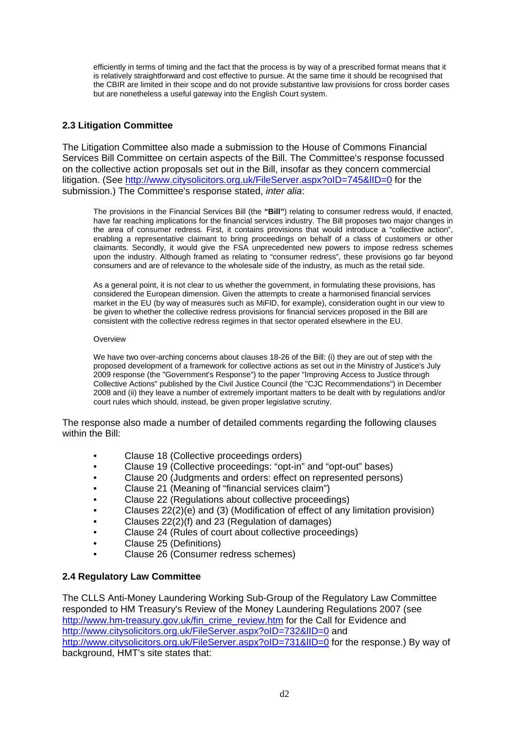efficiently in terms of timing and the fact that the process is by way of a prescribed format means that it is relatively straightforward and cost effective to pursue. At the same time it should be recognised that the CBIR are limited in their scope and do not provide substantive law provisions for cross border cases but are nonetheless a useful gateway into the English Court system.

### 2.3 Litigation Committee

The Litigation Committee also made a submission to the House of Commons Financial Services Bill Committee on certain aspects of the Bill. The Committee's response focussed on the collective action proposals set out in the Bill, insofar as they concern commercial litigation. (See http://www.citysolicitors.org.uk/FileServer.aspx?oID=745&lID=0 for the submission.) The Committee's response stated, *inter alia*:

> The provisions in the Financial Services Bill (the **"Bill"**) relating to consumer redress would, if enacted, have far reaching implications for the financial services industry. The Bill proposes two major changes in the area of consumer redress. First, it contains provisions that would introduce a "collective action", enabling a representative claimant to bring proceedings on behalf of a class of customers or other claimants. Secondly, it would give the FSA unprecedented new powers to impose redress schemes upon the industry. Although framed as relating to "consumer redress", these provisions go far beyond consumers and are of relevance to the wholesale side of the industry, as much as the retail side.
>
> As a general point, it is not clear to us whether the government, in formulating these provisions, has considered the European dimension. Given the attempts to create a harmonised financial services market in the EU (by way of measures such as MiFID, for example), consideration ought in our view to be given to whether the collective redress provisions for financial services proposed in the Bill are consistent with the collective redress regimes in that sector operated elsewhere in the EU.
>
> Overview
>
> We have two over-arching concerns about clauses 18-26 of the Bill: (i) they are out of step with the proposed development of a framework for collective actions as set out in the Ministry of Justice's July 2009 response (the "Government's Response") to the paper "Improving Access to Justice through Collective Actions" published by the Civil Justice Council (the "CJC Recommendations") in December 2008 and (ii) they leave a number of extremely important matters to be dealt with by regulations and/or court rules which should, instead, be given proper legislative scrutiny.

The response also made a number of detailed comments regarding the following clauses within the Bill:

- Clause 18 (Collective proceedings orders)
- Clause 19 (Collective proceedings: "opt-in" and "opt-out" bases)
- Clause 20 (Judgments and orders: effect on represented persons)
- Clause 21 (Meaning of "financial services claim")
- Clause 22 (Regulations about collective proceedings)
- Clauses 22(2)(e) and (3) (Modification of effect of any limitation provision)
- Clauses 22(2)(f) and 23 (Regulation of damages)
- Clause 24 (Rules of court about collective proceedings)
- Clause 25 (Definitions)
- Clause 26 (Consumer redress schemes)

### 2.4 Regulatory Law Committee

The CLLS Anti-Money Laundering Working Sub-Group of the Regulatory Law Committee responded to HM Treasury's Review of the Money Laundering Regulations 2007 (see http://www.hm-treasury.gov.uk/fin_crime_review.htm for the Call for Evidence and http://www.citysolicitors.org.uk/FileServer.aspx?oID=732&lID=0 and http://www.citysolicitors.org.uk/FileServer.aspx?oID=731&lID=0 for the response.) By way of background, HMT's site states that: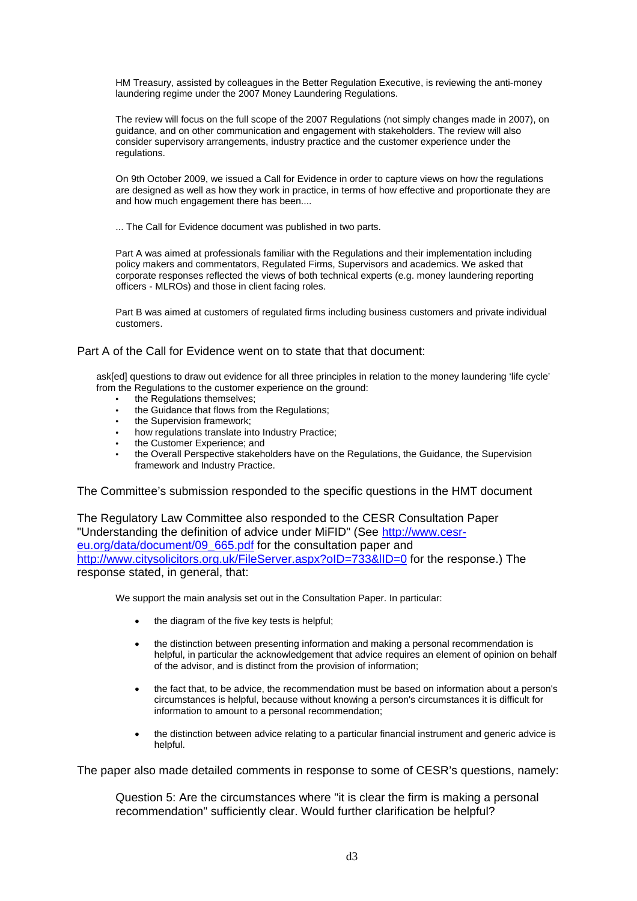> HM Treasury, assisted by colleagues in the Better Regulation Executive, is reviewing the anti-money laundering regime under the 2007 Money Laundering Regulations.
>
> The review will focus on the full scope of the 2007 Regulations (not simply changes made in 2007), on guidance, and on other communication and engagement with stakeholders. The review will also consider supervisory arrangements, industry practice and the customer experience under the regulations.
>
> On 9th October 2009, we issued a Call for Evidence in order to capture views on how the regulations are designed as well as how they work in practice, in terms of how effective and proportionate they are and how much engagement there has been....
>
> ... The Call for Evidence document was published in two parts.
>
> Part A was aimed at professionals familiar with the Regulations and their implementation including policy makers and commentators, Regulated Firms, Supervisors and academics. We asked that corporate responses reflected the views of both technical experts (e.g. money laundering reporting officers - MLROs) and those in client facing roles.
>
> Part B was aimed at customers of regulated firms including business customers and private individual customers.

Part A of the Call for Evidence went on to state that that document:

> ask[ed] questions to draw out evidence for all three principles in relation to the money laundering 'life cycle' from the Regulations to the customer experience on the ground:
>
> - the Regulations themselves;
> - the Guidance that flows from the Regulations;
> - the Supervision framework;
> - how regulations translate into Industry Practice;
> - the Customer Experience; and
> - the Overall Perspective stakeholders have on the Regulations, the Guidance, the Supervision framework and Industry Practice.

The Committee's submission responded to the specific questions in the HMT document

The Regulatory Law Committee also responded to the CESR Consultation Paper "Understanding the definition of advice under MiFID" (See http://www.cesr-eu.org/data/document/09_665.pdf for the consultation paper and http://www.citysolicitors.org.uk/FileServer.aspx?oID=733&lID=0 for the response.) The response stated, in general, that:

> We support the main analysis set out in the Consultation Paper. In particular:
>
> - the diagram of the five key tests is helpful;
> - the distinction between presenting information and making a personal recommendation is helpful, in particular the acknowledgement that advice requires an element of opinion on behalf of the advisor, and is distinct from the provision of information;
> - the fact that, to be advice, the recommendation must be based on information about a person's circumstances is helpful, because without knowing a person's circumstances it is difficult for information to amount to a personal recommendation;
> - the distinction between advice relating to a particular financial instrument and generic advice is helpful.

The paper also made detailed comments in response to some of CESR's questions, namely:

> Question 5: Are the circumstances where "it is clear the firm is making a personal recommendation" sufficiently clear. Would further clarification be helpful?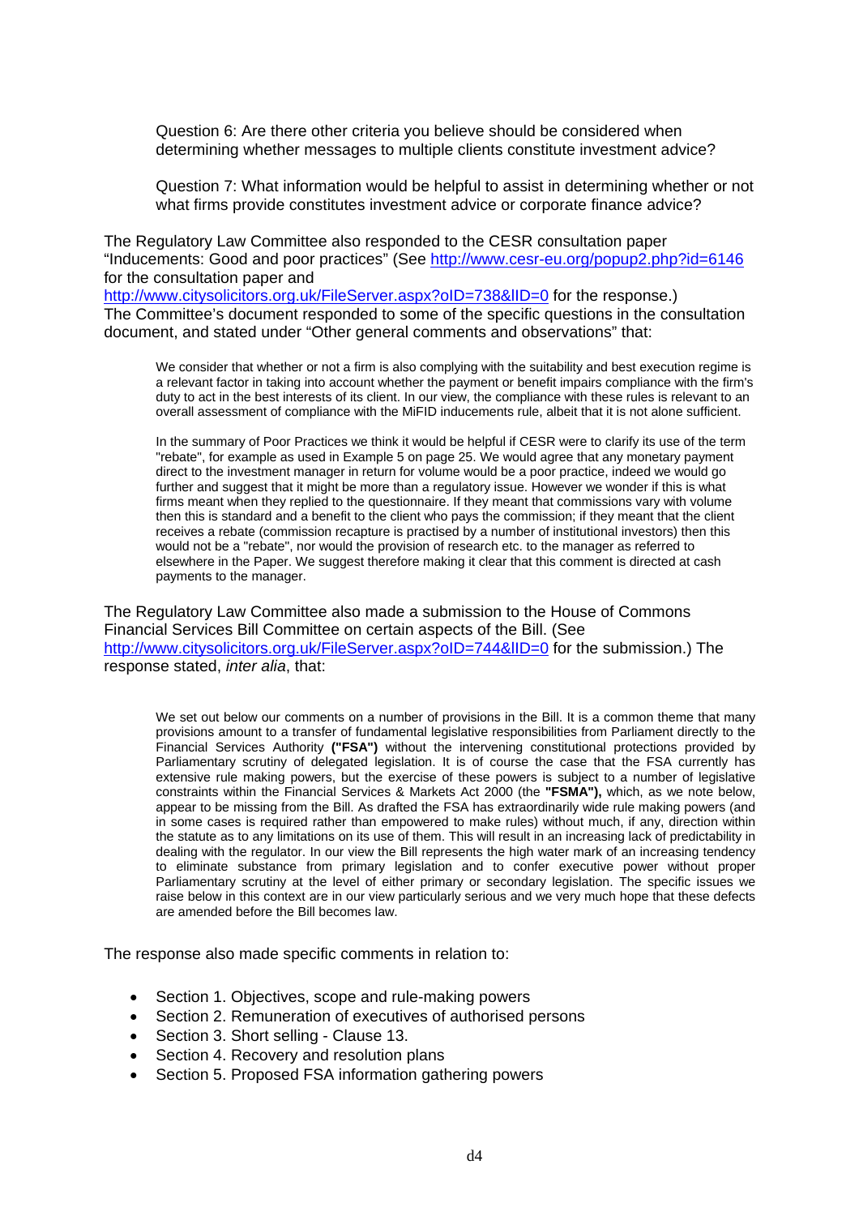> Question 6: Are there other criteria you believe should be considered when determining whether messages to multiple clients constitute investment advice?
>
> Question 7: What information would be helpful to assist in determining whether or not what firms provide constitutes investment advice or corporate finance advice?

The Regulatory Law Committee also responded to the CESR consultation paper "Inducements: Good and poor practices" (See http://www.cesr-eu.org/popup2.php?id=6146 for the consultation paper and http://www.citysolicitors.org.uk/FileServer.aspx?oID=738&lID=0 for the response.) The Committee's document responded to some of the specific questions in the consultation document, and stated under "Other general comments and observations" that:

> We consider that whether or not a firm is also complying with the suitability and best execution regime is a relevant factor in taking into account whether the payment or benefit impairs compliance with the firm's duty to act in the best interests of its client. In our view, the compliance with these rules is relevant to an overall assessment of compliance with the MiFID inducements rule, albeit that it is not alone sufficient.
>
> In the summary of Poor Practices we think it would be helpful if CESR were to clarify its use of the term "rebate", for example as used in Example 5 on page 25. We would agree that any monetary payment direct to the investment manager in return for volume would be a poor practice, indeed we would go further and suggest that it might be more than a regulatory issue. However we wonder if this is what firms meant when they replied to the questionnaire. If they meant that commissions vary with volume then this is standard and a benefit to the client who pays the commission; if they meant that the client receives a rebate (commission recapture is practised by a number of institutional investors) then this would not be a "rebate", nor would the provision of research etc. to the manager as referred to elsewhere in the Paper. We suggest therefore making it clear that this comment is directed at cash payments to the manager.

The Regulatory Law Committee also made a submission to the House of Commons Financial Services Bill Committee on certain aspects of the Bill. (See http://www.citysolicitors.org.uk/FileServer.aspx?oID=744&lID=0 for the submission.) The response stated, *inter alia*, that:

> We set out below our comments on a number of provisions in the Bill. It is a common theme that many provisions amount to a transfer of fundamental legislative responsibilities from Parliament directly to the Financial Services Authority **("FSA")** without the intervening constitutional protections provided by Parliamentary scrutiny of delegated legislation. It is of course the case that the FSA currently has extensive rule making powers, but the exercise of these powers is subject to a number of legislative constraints within the Financial Services & Markets Act 2000 (the **"FSMA"),** which, as we note below, appear to be missing from the Bill. As drafted the FSA has extraordinarily wide rule making powers (and in some cases is required rather than empowered to make rules) without much, if any, direction within the statute as to any limitations on its use of them. This will result in an increasing lack of predictability in dealing with the regulator. In our view the Bill represents the high water mark of an increasing tendency to eliminate substance from primary legislation and to confer executive power without proper Parliamentary scrutiny at the level of either primary or secondary legislation. The specific issues we raise below in this context are in our view particularly serious and we very much hope that these defects are amended before the Bill becomes law.

The response also made specific comments in relation to:

- Section 1. Objectives, scope and rule-making powers
- Section 2. Remuneration of executives of authorised persons
- Section 3. Short selling - Clause 13.
- Section 4. Recovery and resolution plans
- Section 5. Proposed FSA information gathering powers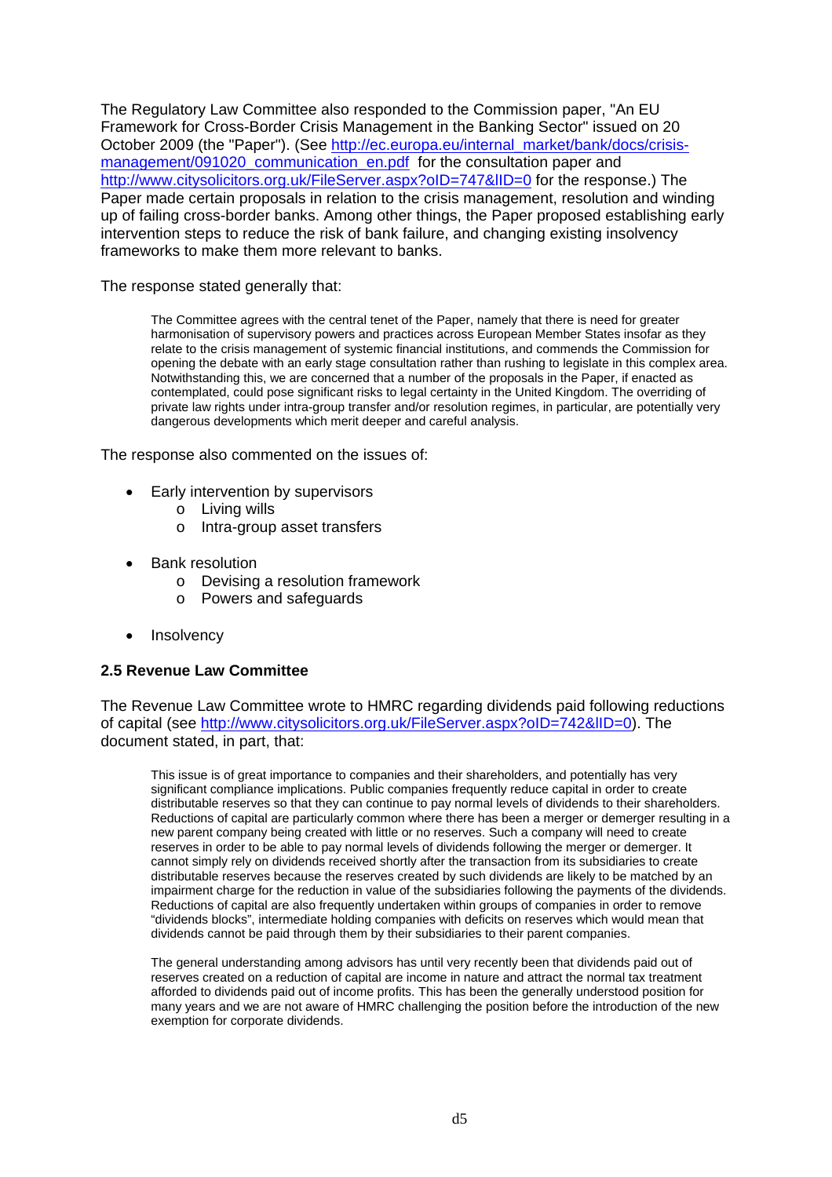The Regulatory Law Committee also responded to the Commission paper, "An EU Framework for Cross-Border Crisis Management in the Banking Sector" issued on 20 October 2009 (the "Paper"). (See http://ec.europa.eu/internal_market/bank/docs/crisis-management/091020_communication_en.pdf for the consultation paper and http://www.citysolicitors.org.uk/FileServer.aspx?oID=747&lID=0 for the response.) The Paper made certain proposals in relation to the crisis management, resolution and winding up of failing cross-border banks. Among other things, the Paper proposed establishing early intervention steps to reduce the risk of bank failure, and changing existing insolvency frameworks to make them more relevant to banks.

The response stated generally that:

> The Committee agrees with the central tenet of the Paper, namely that there is need for greater harmonisation of supervisory powers and practices across European Member States insofar as they relate to the crisis management of systemic financial institutions, and commends the Commission for opening the debate with an early stage consultation rather than rushing to legislate in this complex area. Notwithstanding this, we are concerned that a number of the proposals in the Paper, if enacted as contemplated, could pose significant risks to legal certainty in the United Kingdom. The overriding of private law rights under intra-group transfer and/or resolution regimes, in particular, are potentially very dangerous developments which merit deeper and careful analysis.

The response also commented on the issues of:

- Early intervention by supervisors
  - Living wills
  - Intra-group asset transfers
- Bank resolution
  - Devising a resolution framework
  - Powers and safeguards
- Insolvency

### 2.5 Revenue Law Committee

The Revenue Law Committee wrote to HMRC regarding dividends paid following reductions of capital (see http://www.citysolicitors.org.uk/FileServer.aspx?oID=742&lID=0). The document stated, in part, that:

> This issue is of great importance to companies and their shareholders, and potentially has very significant compliance implications. Public companies frequently reduce capital in order to create distributable reserves so that they can continue to pay normal levels of dividends to their shareholders. Reductions of capital are particularly common where there has been a merger or demerger resulting in a new parent company being created with little or no reserves. Such a company will need to create reserves in order to be able to pay normal levels of dividends following the merger or demerger. It cannot simply rely on dividends received shortly after the transaction from its subsidiaries to create distributable reserves because the reserves created by such dividends are likely to be matched by an impairment charge for the reduction in value of the subsidiaries following the payments of the dividends. Reductions of capital are also frequently undertaken within groups of companies in order to remove "dividends blocks", intermediate holding companies with deficits on reserves which would mean that dividends cannot be paid through them by their subsidiaries to their parent companies.
>
> The general understanding among advisors has until very recently been that dividends paid out of reserves created on a reduction of capital are income in nature and attract the normal tax treatment afforded to dividends paid out of income profits. This has been the generally understood position for many years and we are not aware of HMRC challenging the position before the introduction of the new exemption for corporate dividends.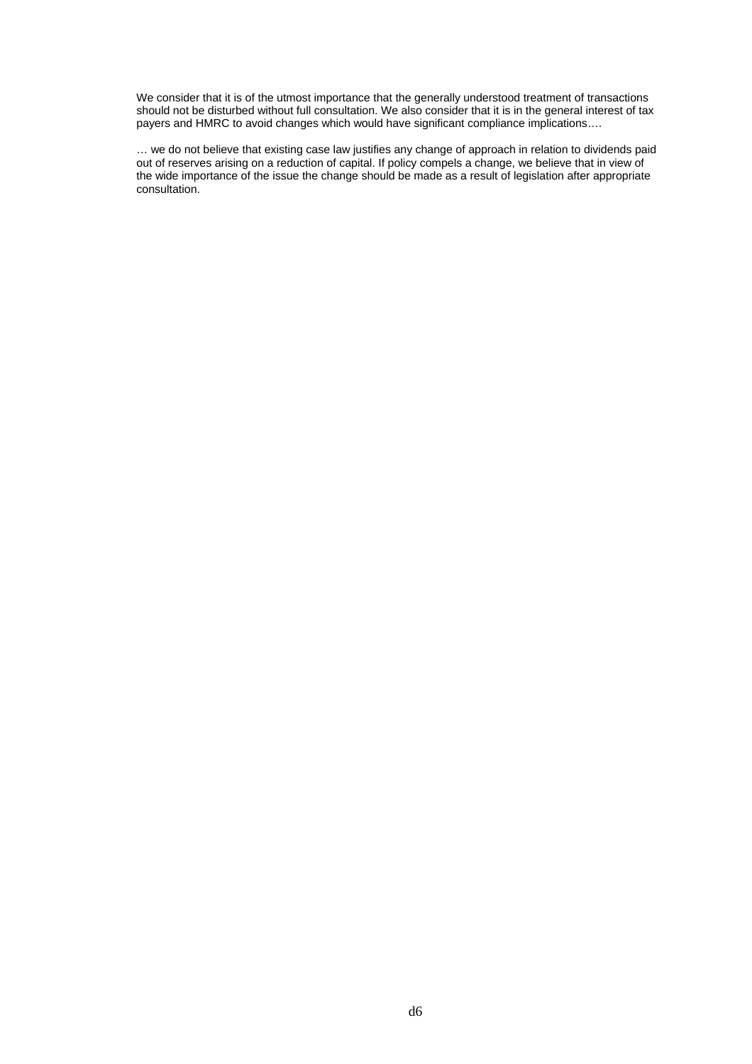We consider that it is of the utmost importance that the generally understood treatment of transactions should not be disturbed without full consultation. We also consider that it is in the general interest of tax payers and HMRC to avoid changes which would have significant compliance implications….

… we do not believe that existing case law justifies any change of approach in relation to dividends paid out of reserves arising on a reduction of capital. If policy compels a change, we believe that in view of the wide importance of the issue the change should be made as a result of legislation after appropriate consultation.